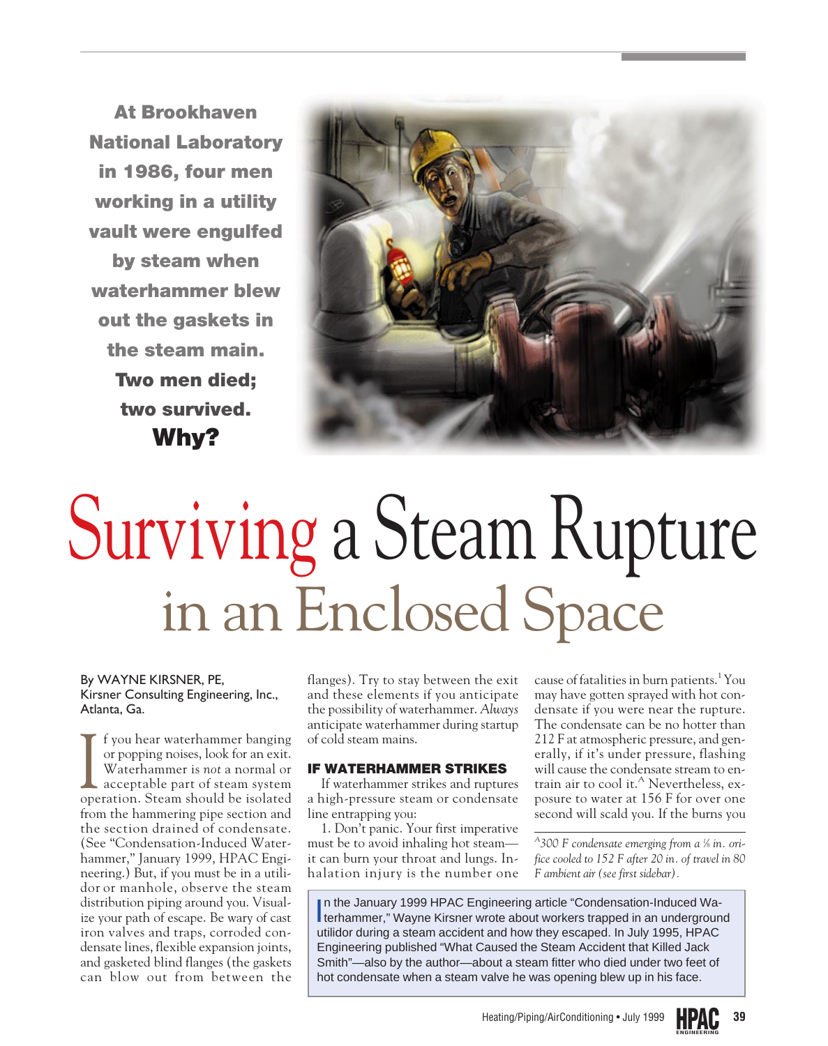**At Brookhaven National Laboratory in 1986, four men working in a utility vault were engulfed by steam when waterhammer blew out the gaskets in the steam main. Two men died; two survived. Why?**

# Surviving a Steam Rupture in an Enclosed Space

By WAYNE KIRSNER, PE,
Kirsner Consulting Engineering, Inc.,
Atlanta, Ga.

If you hear waterhammer banging or popping noises, look for an exit. Waterhammer is *not* a normal or acceptable part of operation. Steam should be isolated from the hammering pipe section and the section drained of condensate. (See "Condensation-Induced Waterhammer," January 1999, HPAC Engineering.) But, if you must be in a utilidor or manhole, observe the steam distribution piping around you. Visualize your path of escape. Be wary of cast iron valves and traps, corroded condensate lines, flexible expansion joints, and gasketed blind flanges (the gaskets can blow out from between the flanges). Try to stay between the exit and these elements if you anticipate the possibility of waterhammer. *Always* anticipate waterhammer during startup of cold steam mains.

## IF WATERHAMMER STRIKES

If waterhammer strikes and ruptures a high-pressure steam or condensate line entrapping you:

1. Don't panic. Your first imperative must be to avoid inhaling hot steam—it can burn your throat and lungs. Inhalation injury is the number one cause of fatalities in burn patients.[1] You may have gotten sprayed with hot condensate if you were near the rupture. The condensate can be no hotter than 212 F at atmospheric pressure, and generally, if it's under pressure, flashing will cause the condensate stream to entrain air to cool it.[A] Nevertheless, exposure to water at 156 F for over one second will scald you. If the burns you

*[A]300 F condensate emerging from a ⅛ in. orifice cooled to 152 F after 20 in. of travel in 80 F ambient air (see first sidebar).*

In the January 1999 HPAC Engineering article "Condensation-Induced Waterhammer," Wayne Kirsner wrote about workers trapped in an underground utilidor during a steam accident and how they escaped. In July 1995, HPAC Engineering published "What Caused the Steam Accident that Killed Jack Smith"—also by the author—about a steam fitter who died under two feet of hot condensate when a steam valve he was opening blew up in his face.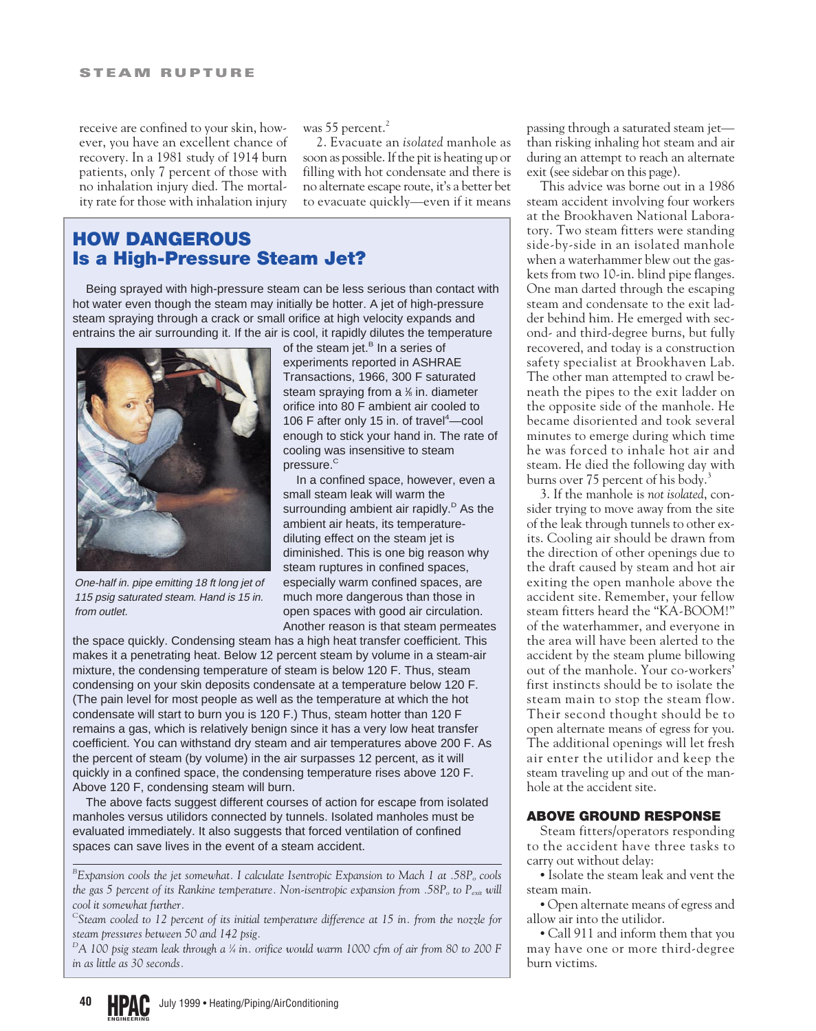receive are confined to your skin, however, you have an excellent chance of recovery. In a 1981 study of 1914 burn patients, only 7 percent of those with no inhalation injury died. The mortality rate for those with inhalation injury was 55 percent.[2]

2. Evacuate an *isolated* manhole as soon as possible. If the pit is heating up or filling with hot condensate and there is no alternate escape route, it's a better bet to evacuate quickly—even if it means passing through a saturated steam jet—than risking inhaling hot steam and air during an attempt to reach an alternate exit (see sidebar on this page).

This advice was borne out in a 1986 steam accident involving four workers at the Brookhaven National Laboratory. Two steam fitters were standing side-by-side in an isolated manhole when a waterhammer blew out the gaskets from two 10-in. blind pipe flanges. One man darted through the escaping steam and condensate to the exit ladder behind him. He emerged with second- and third-degree burns, but fully recovered, and today is a construction safety specialist at Brookhaven Lab. The other man attempted to crawl beneath the pipes to the exit ladder on the opposite side of the manhole. He became disoriented and took several minutes to emerge during which time he was forced to inhale hot air and steam. He died the following day with burns over 75 percent of his body.[3]

3. If the manhole is *not isolated*, consider trying to move away from the site of the leak through tunnels to other exits. Cooling air should be drawn from the direction of other openings due to the draft caused by steam and hot air exiting the open manhole above the accident site. Remember, your fellow steam fitters heard the "KA-BOOM!" of the waterhammer, and everyone in the area will have been alerted to the accident by the steam plume billowing out of the manhole. Your co-workers' first instincts should be to isolate the steam main to stop the steam flow. Their second thought should be to open alternate means of egress for you. The additional openings will let fresh air enter the utilidor and keep the steam traveling up and out of the manhole at the accident site.

## ABOVE GROUND RESPONSE

Steam fitters/operators responding to the accident have three tasks to carry out without delay:

- Isolate the steam leak and vent the steam main.
- Open alternate means of egress and allow air into the utilidor.
- Call 911 and inform them that you may have one or more third-degree burn victims.

---

## HOW DANGEROUS Is a High-Pressure Steam Jet?

Being sprayed with high-pressure steam can be less serious than contact with hot water even though the steam may initially be hotter. A jet of high-pressure steam spraying through a crack or small orifice at high velocity expands and entrains the air surrounding it. If the air is cool, it rapidly dilutes the temperature of the steam jet.[B] In a series of experiments reported in ASHRAE Transactions, 1966, 300 F saturated steam spraying from a ⅜ in. diameter orifice into 80 F ambient air cooled to 106 F after only 15 in. of travel[4]—cool enough to stick your hand in. The rate of cooling was insensitive to steam pressure.[C]

*One-half in. pipe emitting 18 ft long jet of 115 psig saturated steam. Hand is 15 in. from outlet.*

In a confined space, however, even a small steam leak will warm the surrounding ambient air rapidly.[D] As the ambient air heats, its temperature-diluting effect on the steam jet is diminished. This is one big reason why steam ruptures in confined spaces, especially warm confined spaces, are much more dangerous than those in open spaces with good air circulation. Another reason is that steam permeates the space quickly. Condensing steam has a high heat transfer coefficient. This makes it a penetrating heat. Below 12 percent steam by volume in a steam-air mixture, the condensing temperature of steam is below 120 F. Thus, steam condensing on your skin deposits condensate at a temperature below 120 F. (The pain level for most people as well as the temperature at which the hot condensate will start to burn you is 120 F.) Thus, steam hotter than 120 F remains a gas, which is relatively benign since it has a very low heat transfer coefficient. You can withstand dry steam and air temperatures above 200 F. As the percent of steam (by volume) in the air surpasses 12 percent, as it will quickly in a confined space, the condensing temperature rises above 120 F. Above 120 F, condensing steam will burn.

The above facts suggest different courses of action for escape from isolated manholes versus utilidors connected by tunnels. Isolated manholes must be evaluated immediately. It also suggests that forced ventilation of confined spaces can save lives in the event of a steam accident.

[B] *Expansion cools the jet somewhat. I calculate Isentropic Expansion to Mach 1 at .58$P_o$ cools the gas 5 percent of its Rankine temperature. Non-isentropic expansion from .58$P_o$ to $P_{exit}$ will cool it somewhat further.*

[C] *Steam cooled to 12 percent of its initial temperature difference at 15 in. from the nozzle for steam pressures between 50 and 142 psig.*

[D] *A 100 psig steam leak through a ¼ in. orifice would warm 1000 cfm of air from 80 to 200 F in as little as 30 seconds.*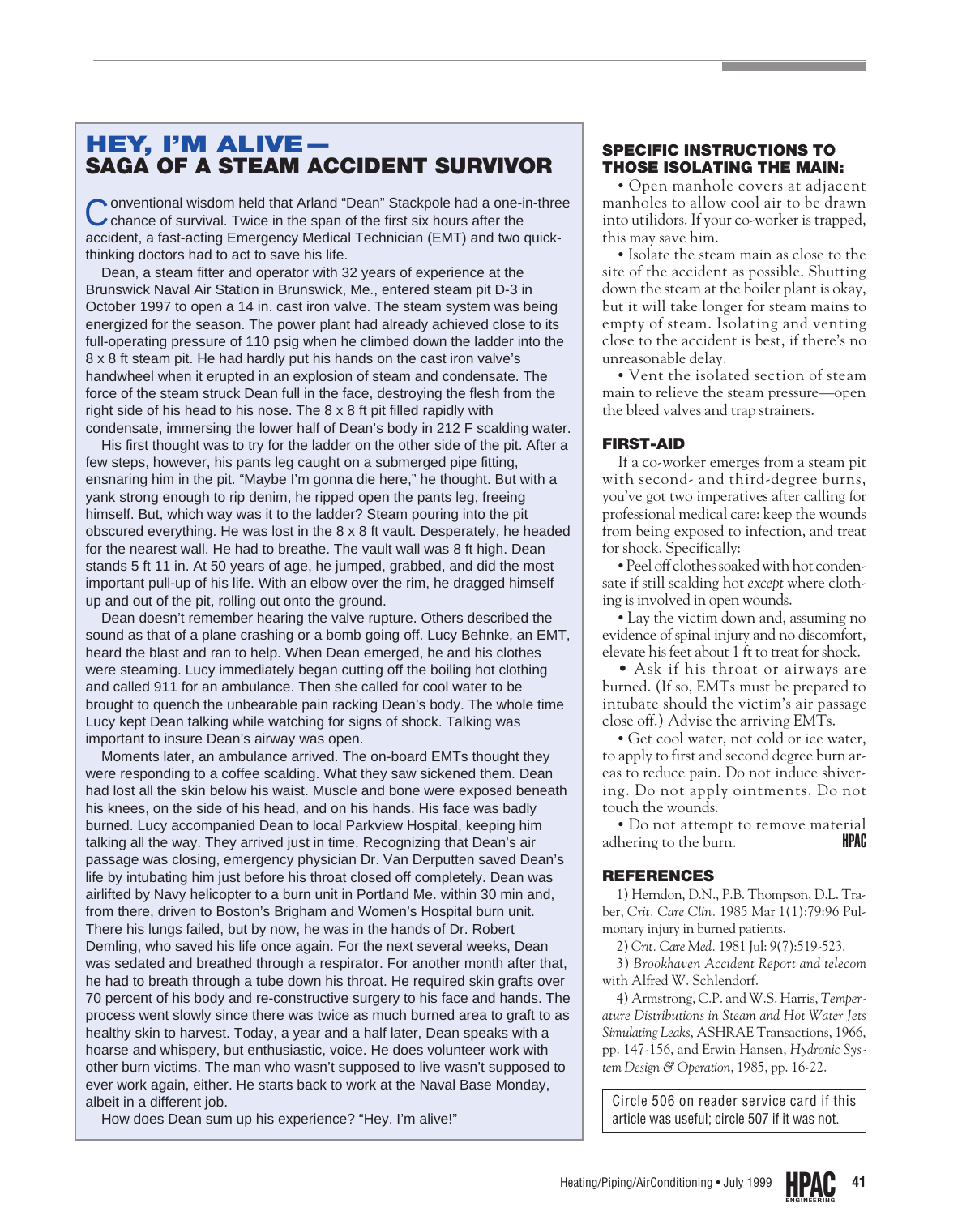## HEY, I'M ALIVE—
## SAGA OF A STEAM ACCIDENT SURVIVOR

Conventional wisdom held that Arland "Dean" Stackpole had a one-in-three chance of survival. Twice in the span of the first six hours after the accident, a fast-acting Emergency Medical Technician (EMT) and two quick-thinking doctors had to act to save his life.

Dean, a steam fitter and operator with 32 years of experience at the Brunswick Naval Air Station in Brunswick, Me., entered steam pit D-3 in October 1997 to open a 14 in. cast iron valve. The steam system was being energized for the season. The power plant had already achieved close to its full-operating pressure of 110 psig when he climbed down the ladder into the 8 x 8 ft steam pit. He had hardly put his hands on the cast iron valve's handwheel when it erupted in an explosion of steam and condensate. The force of the steam struck Dean full in the face, destroying the flesh from the right side of his head to his nose. The 8 x 8 ft pit filled rapidly with condensate, immersing the lower half of Dean's body in 212 F scalding water.

His first thought was to try for the ladder on the other side of the pit. After a few steps, however, his pants leg caught on a submerged pipe fitting, ensnaring him in the pit. "Maybe I'm gonna die here," he thought. But with a yank strong enough to rip denim, he ripped open the pants leg, freeing himself. But, which way was it to the ladder? Steam pouring into the pit obscured everything. He was lost in the 8 x 8 ft vault. Desperately, he headed for the nearest wall. He had to breathe. The vault wall was 8 ft high. Dean stands 5 ft 11 in. At 50 years of age, he jumped, grabbed, and did the most important pull-up of his life. With an elbow over the rim, he dragged himself up and out of the pit, rolling out onto the ground.

Dean doesn't remember hearing the valve rupture. Others described the sound as that of a plane crashing or a bomb going off. Lucy Behnke, an EMT, heard the blast and ran to help. When Dean emerged, he and his clothes were steaming. Lucy immediately began cutting off the boiling hot clothing and called 911 for an ambulance. Then she called for cool water to be brought to quench the unbearable pain racking Dean's body. The whole time Lucy kept Dean talking while watching for signs of shock. Talking was important to insure Dean's airway was open.

Moments later, an ambulance arrived. The on-board EMTs thought they were responding to a coffee scalding. What they saw sickened them. Dean had lost all the skin below his waist. Muscle and bone were exposed beneath his knees, on the side of his head, and on his hands. His face was badly burned. Lucy accompanied Dean to local Parkview Hospital, keeping him talking all the way. They arrived just in time. Recognizing that Dean's air passage was closing, emergency physician Dr. Van Derputten saved Dean's life by intubating him just before his throat closed off completely. Dean was airlifted by Navy helicopter to a burn unit in Portland Me. within 30 min and, from there, driven to Boston's Brigham and Women's Hospital burn unit. There his lungs failed, but by now, he was in the hands of Dr. Robert Demling, who saved his life once again. For the next several weeks, Dean was sedated and breathed through a respirator. For another month after that, he had to breath through a tube down his throat. He required skin grafts over 70 percent of his body and re-constructive surgery to his face and hands. The process went slowly since there was twice as much burned area to graft to as healthy skin to harvest. Today, a year and a half later, Dean speaks with a hoarse and whispery, but enthusiastic, voice. He does volunteer work with other burn victims. The man who wasn't supposed to live wasn't supposed to ever work again, either. He starts back to work at the Naval Base Monday, albeit in a different job.

How does Dean sum up his experience? "Hey. I'm alive!"

### SPECIFIC INSTRUCTIONS TO THOSE ISOLATING THE MAIN:

- Open manhole covers at adjacent manholes to allow cool air to be drawn into utilidors. If your co-worker is trapped, this may save him.
- Isolate the steam main as close to the site of the accident as possible. Shutting down the steam at the boiler plant is okay, but it will take longer for steam mains to empty of steam. Isolating and venting close to the accident is best, if there's no unreasonable delay.
- Vent the isolated section of steam main to relieve the steam pressure—open the bleed valves and trap strainers.

### FIRST-AID

If a co-worker emerges from a steam pit with second- and third-degree burns, you've got two imperatives after calling for professional medical care: keep the wounds from being exposed to infection, and treat for shock. Specifically:

- Peel off clothes soaked with hot condensate if still scalding hot *except* where clothing is involved in open wounds.
- Lay the victim down and, assuming no evidence of spinal injury and no discomfort, elevate his feet about 1 ft to treat for shock.
- Ask if his throat or airways are burned. (If so, EMTs must be prepared to intubate should the victim's air passage close off.) Advise the arriving EMTs.
- Get cool water, not cold or ice water, to apply to first and second degree burn areas to reduce pain. Do not induce shivering. Do not apply ointments. Do not touch the wounds.
- Do not attempt to remove material adhering to the burn. **HPAC**

### REFERENCES

1) Herndon, D.N., P.B. Thompson, D.L. Traber, *Crit. Care Clin.* 1985 Mar 1(1):79:96 Pulmonary injury in burned patients.

2) *Crit. Care Med.* 1981 Jul: 9(7):519-523.

3) *Brookhaven Accident Report and telecom* with Alfred W. Schlendorf.

4) Armstrong, C.P. and W.S. Harris, *Temperature Distributions in Steam and Hot Water Jets Simulating Leaks*, ASHRAE Transactions, 1966, pp. 147-156, and Erwin Hansen, *Hydronic System Design & Operation*, 1985, pp. 16-22.

Circle 506 on reader service card if this article was useful; circle 507 if it was not.